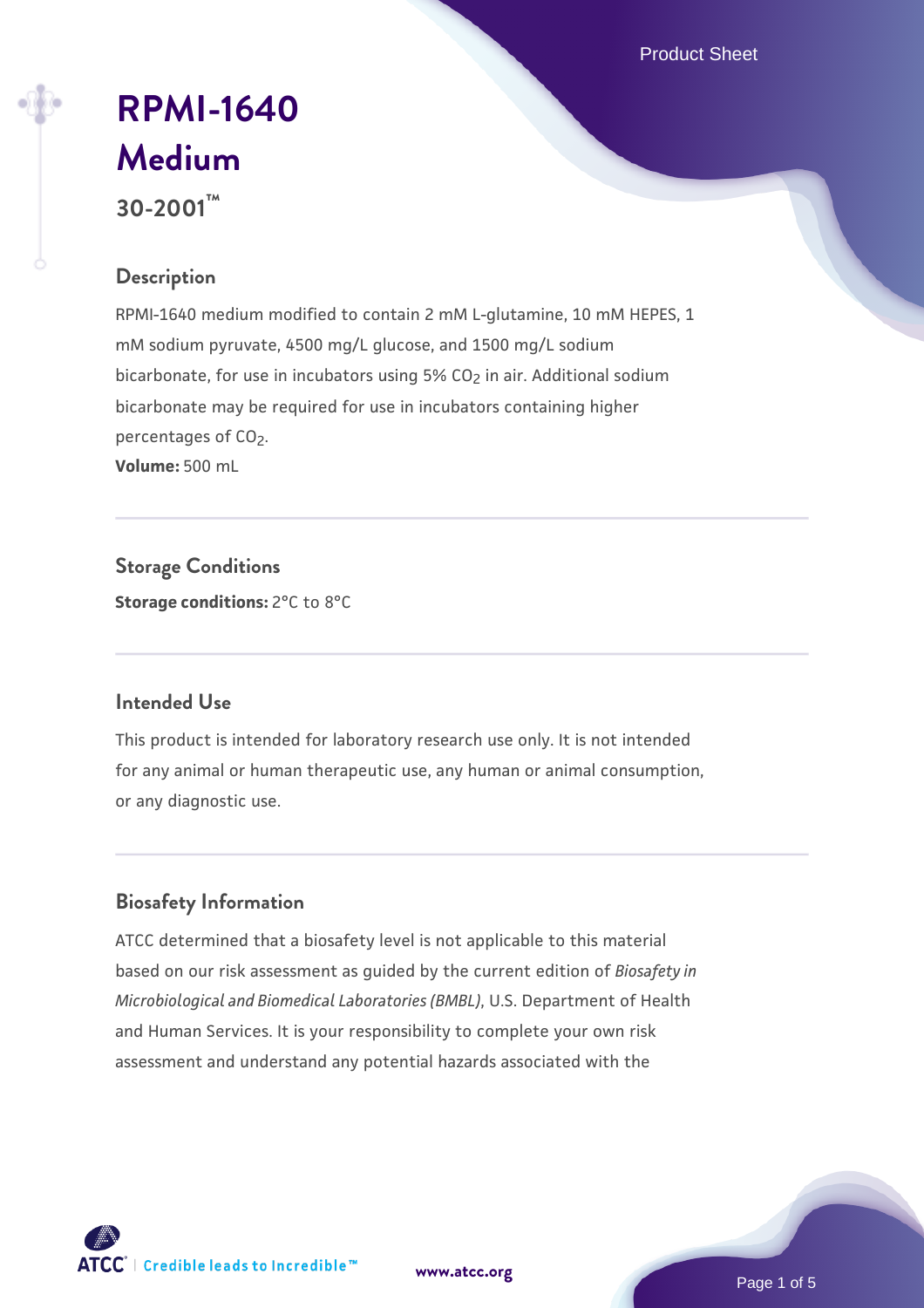# RPMI-1640 Medium

**30-2001™**

## Description

RPMI-1640 medium modified to contain 2 mM L-glutamine, 10 mM HEPES, 1 mM sodium pyruvate, 4500 mg/L glucose, and 1500 mg/L sodium bicarbonate, for use in incubators using 5% $CO_2$ in air. Additional sodium bicarbonate may be required for use in incubators containing higher percentages of $CO_2$.

**Volume:** 500 mL

## Storage Conditions

**Storage conditions:** 2°C to 8°C

## Intended Use

This product is intended for laboratory research use only. It is not intended for any animal or human therapeutic use, any human or animal consumption, or any diagnostic use.

## Biosafety Information

ATCC determined that a biosafety level is not applicable to this material based on our risk assessment as guided by the current edition of *Biosafety in Microbiological and Biomedical Laboratories (BMBL)*, U.S. Department of Health and Human Services. It is your responsibility to complete your own risk assessment and understand any potential hazards associated with the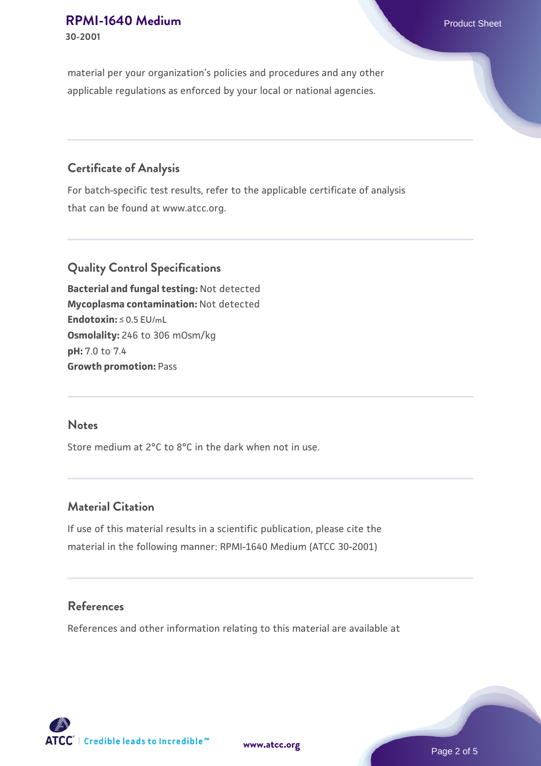material per your organization's policies and procedures and any other applicable regulations as enforced by your local or national agencies.

## Certificate of Analysis

For batch-specific test results, refer to the applicable certificate of analysis that can be found at www.atcc.org.

## Quality Control Specifications

**Bacterial and fungal testing:** Not detected
**Mycoplasma contamination:** Not detected
**Endotoxin:** ≤ 0.5 EU/mL
**Osmolality:** 246 to 306 mOsm/kg
**pH:** 7.0 to 7.4
**Growth promotion:** Pass

## Notes

Store medium at 2°C to 8°C in the dark when not in use.

## Material Citation

If use of this material results in a scientific publication, please cite the material in the following manner: RPMI-1640 Medium (ATCC 30-2001)

## References

References and other information relating to this material are available at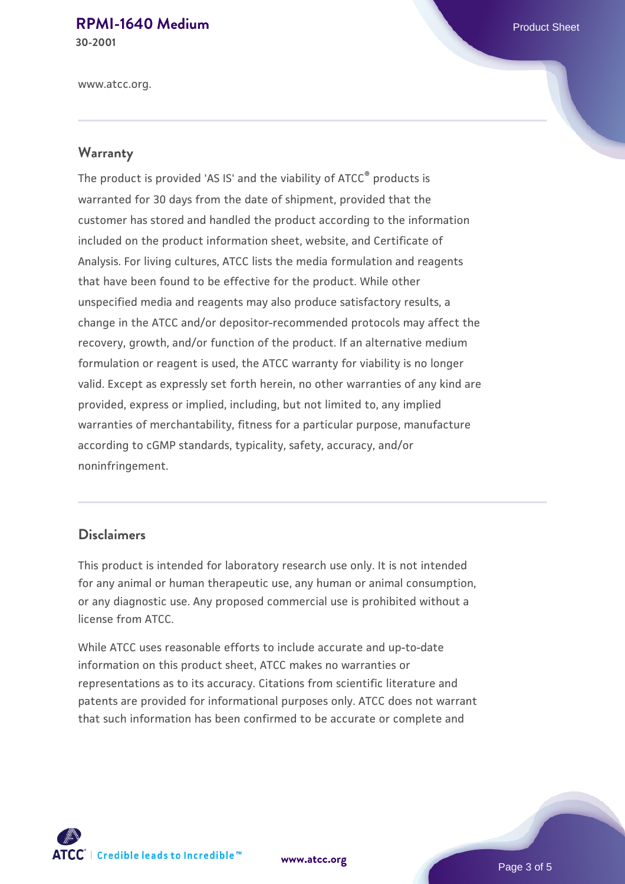www.atcc.org.

## Warranty

The product is provided 'AS IS' and the viability of ATCC® products is warranted for 30 days from the date of shipment, provided that the customer has stored and handled the product according to the information included on the product information sheet, website, and Certificate of Analysis. For living cultures, ATCC lists the media formulation and reagents that have been found to be effective for the product. While other unspecified media and reagents may also produce satisfactory results, a change in the ATCC and/or depositor-recommended protocols may affect the recovery, growth, and/or function of the product. If an alternative medium formulation or reagent is used, the ATCC warranty for viability is no longer valid. Except as expressly set forth herein, no other warranties of any kind are provided, express or implied, including, but not limited to, any implied warranties of merchantability, fitness for a particular purpose, manufacture according to cGMP standards, typicality, safety, accuracy, and/or noninfringement.

## Disclaimers

This product is intended for laboratory research use only. It is not intended for any animal or human therapeutic use, any human or animal consumption, or any diagnostic use. Any proposed commercial use is prohibited without a license from ATCC.

While ATCC uses reasonable efforts to include accurate and up-to-date information on this product sheet, ATCC makes no warranties or representations as to its accuracy. Citations from scientific literature and patents are provided for informational purposes only. ATCC does not warrant that such information has been confirmed to be accurate or complete and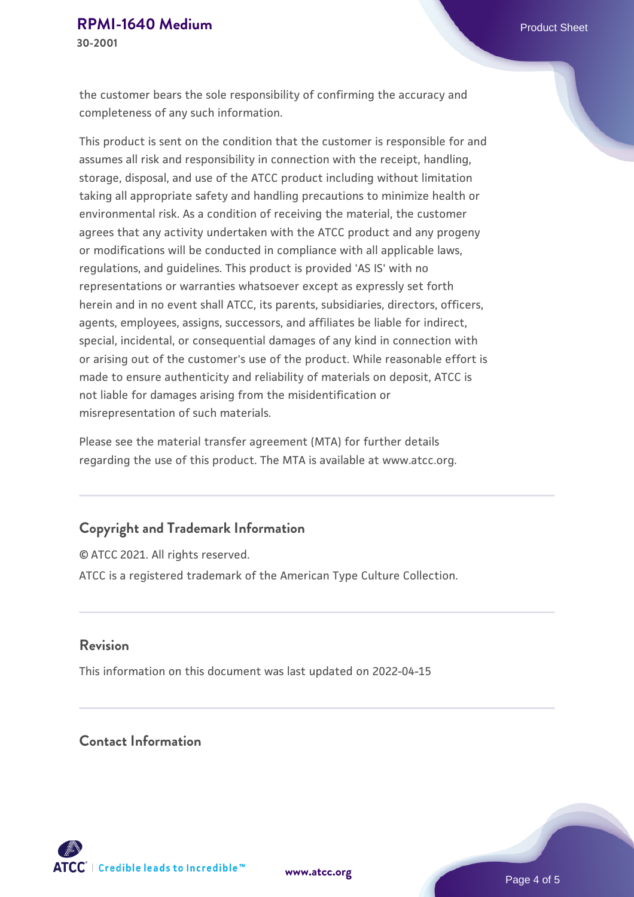the customer bears the sole responsibility of confirming the accuracy and completeness of any such information.

This product is sent on the condition that the customer is responsible for and assumes all risk and responsibility in connection with the receipt, handling, storage, disposal, and use of the ATCC product including without limitation taking all appropriate safety and handling precautions to minimize health or environmental risk. As a condition of receiving the material, the customer agrees that any activity undertaken with the ATCC product and any progeny or modifications will be conducted in compliance with all applicable laws, regulations, and guidelines. This product is provided 'AS IS' with no representations or warranties whatsoever except as expressly set forth herein and in no event shall ATCC, its parents, subsidiaries, directors, officers, agents, employees, assigns, successors, and affiliates be liable for indirect, special, incidental, or consequential damages of any kind in connection with or arising out of the customer's use of the product. While reasonable effort is made to ensure authenticity and reliability of materials on deposit, ATCC is not liable for damages arising from the misidentification or misrepresentation of such materials.

Please see the material transfer agreement (MTA) for further details regarding the use of this product. The MTA is available at www.atcc.org.

## Copyright and Trademark Information

© ATCC 2021. All rights reserved.

ATCC is a registered trademark of the American Type Culture Collection.

## Revision

This information on this document was last updated on 2022-04-15

## Contact Information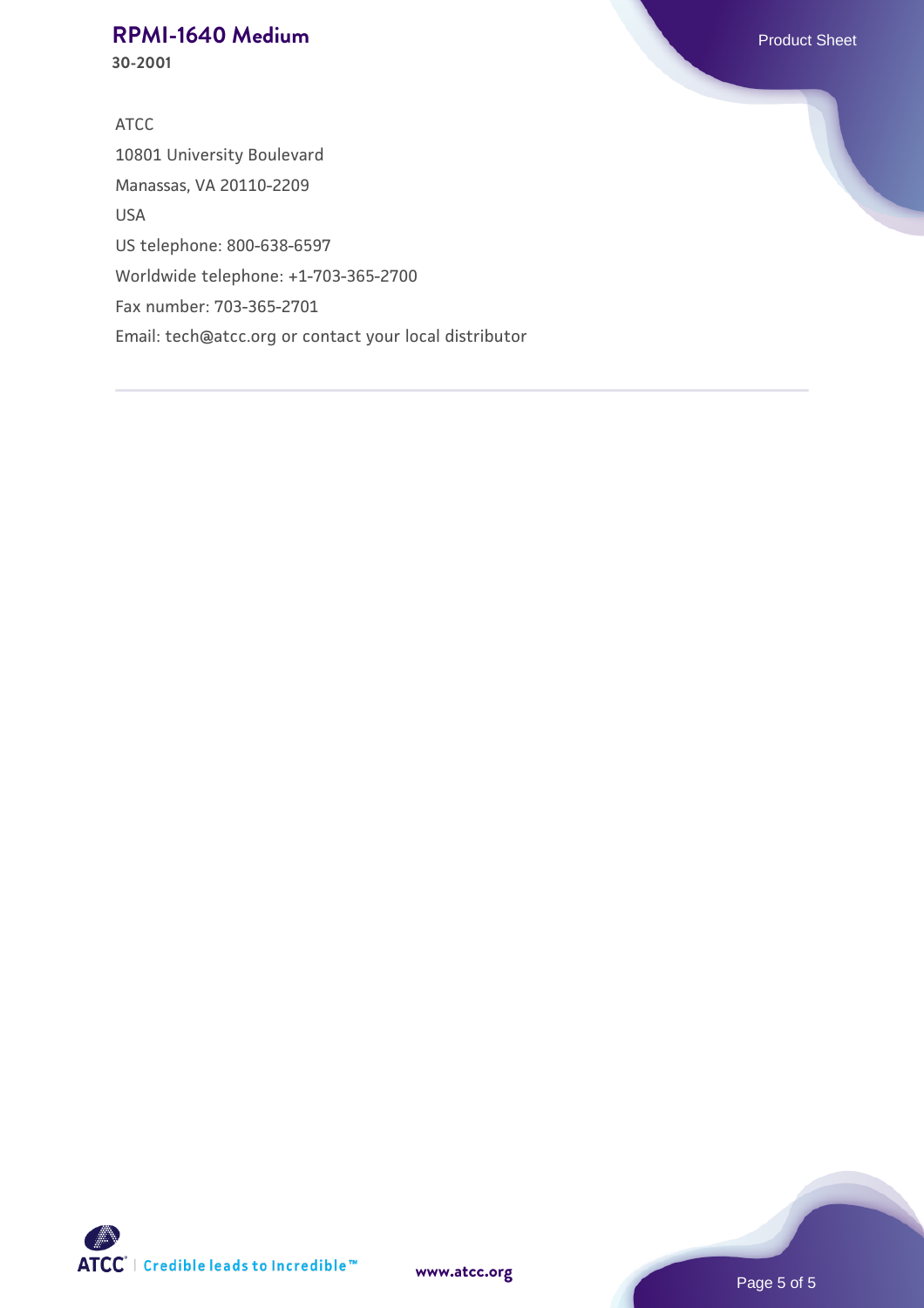ATCC

10801 University Boulevard

Manassas, VA 20110-2209

USA

US telephone: 800-638-6597

Worldwide telephone: +1-703-365-2700

Fax number: 703-365-2701

Email: tech@atcc.org or contact your local distributor